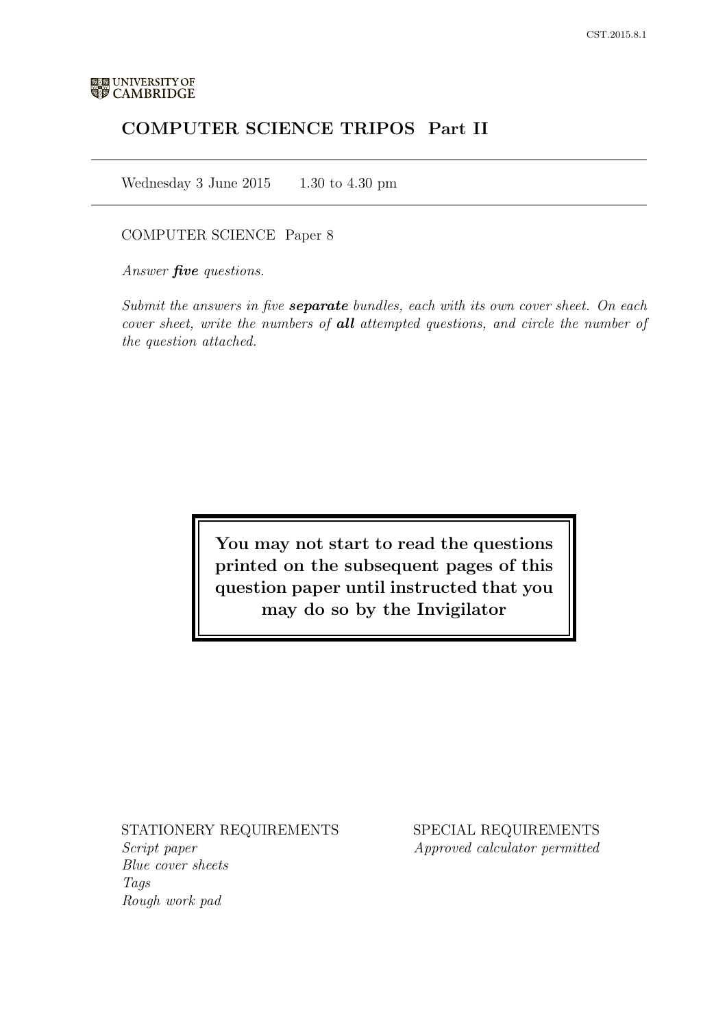UNIVERSITY OF CAMBRIDGE

# COMPUTER SCIENCE TRIPOS Part II

Wednesday 3 June 2015 1.30 to 4.30 pm

COMPUTER SCIENCE Paper 8

*Answer **five** questions.*

*Submit the answers in five **separate** bundles, each with its own cover sheet. On each cover sheet, write the numbers of **all** attempted questions, and circle the number of the question attached.*

**You may not start to read the questions printed on the subsequent pages of this question paper until instructed that you may do so by the Invigilator**

STATIONERY REQUIREMENTS
*Script paper*
*Blue cover sheets*
*Tags*
*Rough work pad*

SPECIAL REQUIREMENTS
*Approved calculator permitted*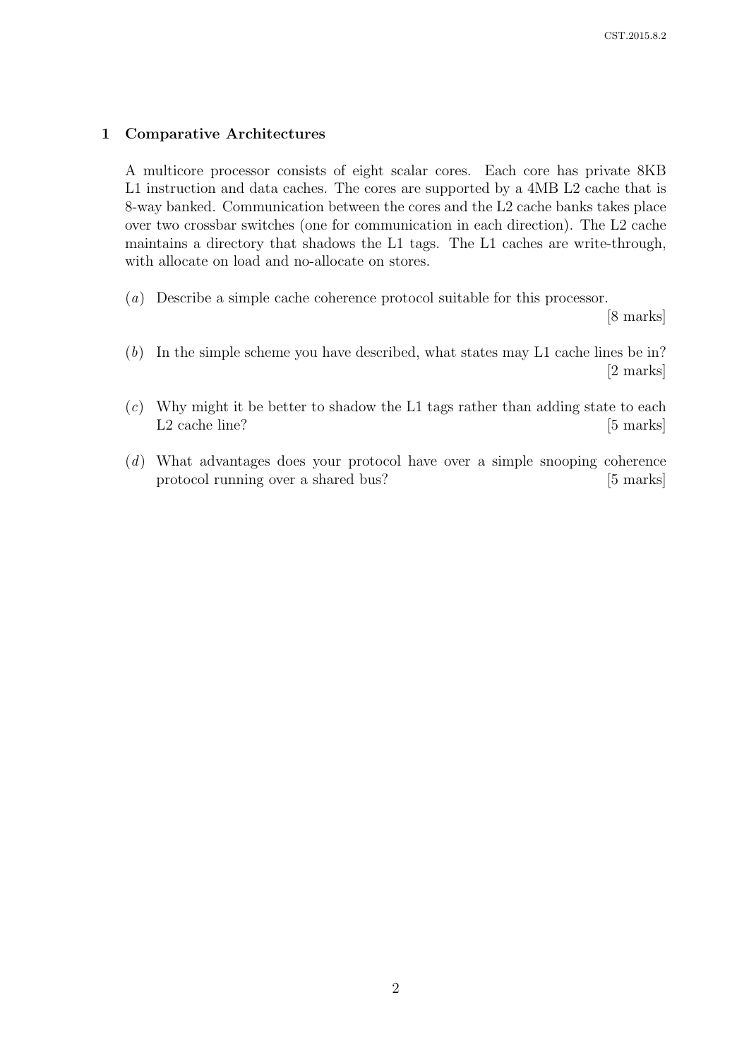## 1 Comparative Architectures

A multicore processor consists of eight scalar cores. Each core has private 8KB L1 instruction and data caches. The cores are supported by a 4MB L2 cache that is 8-way banked. Communication between the cores and the L2 cache banks takes place over two crossbar switches (one for communication in each direction). The L2 cache maintains a directory that shadows the L1 tags. The L1 caches are write-through, with allocate on load and no-allocate on stores.

(*a*) Describe a simple cache coherence protocol suitable for this processor. [8 marks]

(*b*) In the simple scheme you have described, what states may L1 cache lines be in? [2 marks]

(*c*) Why might it be better to shadow the L1 tags rather than adding state to each L2 cache line? [5 marks]

(*d*) What advantages does your protocol have over a simple snooping coherence protocol running over a shared bus? [5 marks]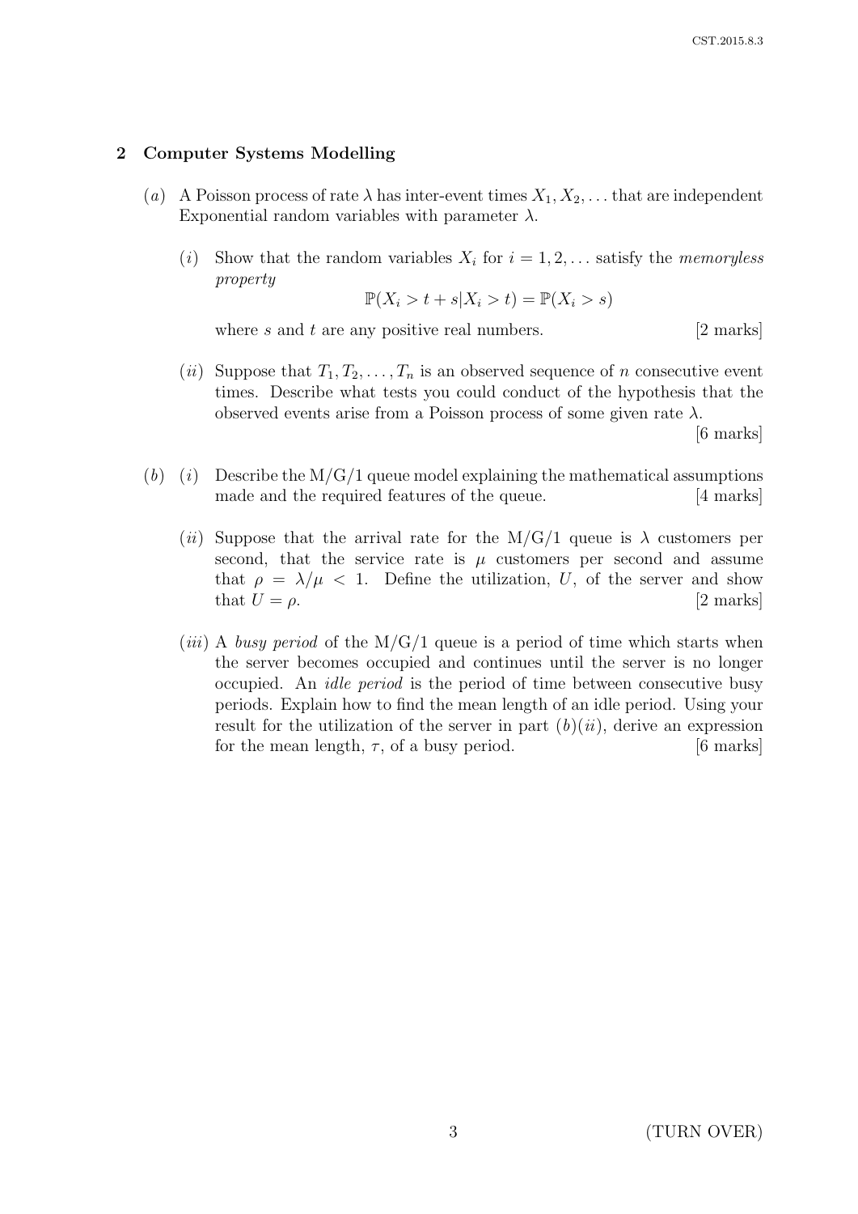## 2 Computer Systems Modelling

(*a*) A Poisson process of rate $\lambda$ has inter-event times $X_1, X_2, \ldots$ that are independent Exponential random variables with parameter $\lambda$.

(*i*) Show that the random variables $X_i$ for $i = 1, 2, \ldots$ satisfy the *memoryless property*

$$\mathbb{P}(X_i > t + s | X_i > t) = \mathbb{P}(X_i > s)$$

where $s$ and $t$ are any positive real numbers. [2 marks]

(*ii*) Suppose that $T_1, T_2, \ldots, T_n$ is an observed sequence of $n$ consecutive event times. Describe what tests you could conduct of the hypothesis that the observed events arise from a Poisson process of some given rate $\lambda$. [6 marks]

(*b*) (*i*) Describe the M/G/1 queue model explaining the mathematical assumptions made and the required features of the queue. [4 marks]

(*ii*) Suppose that the arrival rate for the M/G/1 queue is $\lambda$ customers per second, that the service rate is $\mu$ customers per second and assume that $\rho = \lambda/\mu < 1$. Define the utilization, $U$, of the server and show that $U = \rho$. [2 marks]

(*iii*) A *busy period* of the M/G/1 queue is a period of time which starts when the server becomes occupied and continues until the server is no longer occupied. An *idle period* is the period of time between consecutive busy periods. Explain how to find the mean length of an idle period. Using your result for the utilization of the server in part (*b*)(*ii*), derive an expression for the mean length, $\tau$, of a busy period. [6 marks]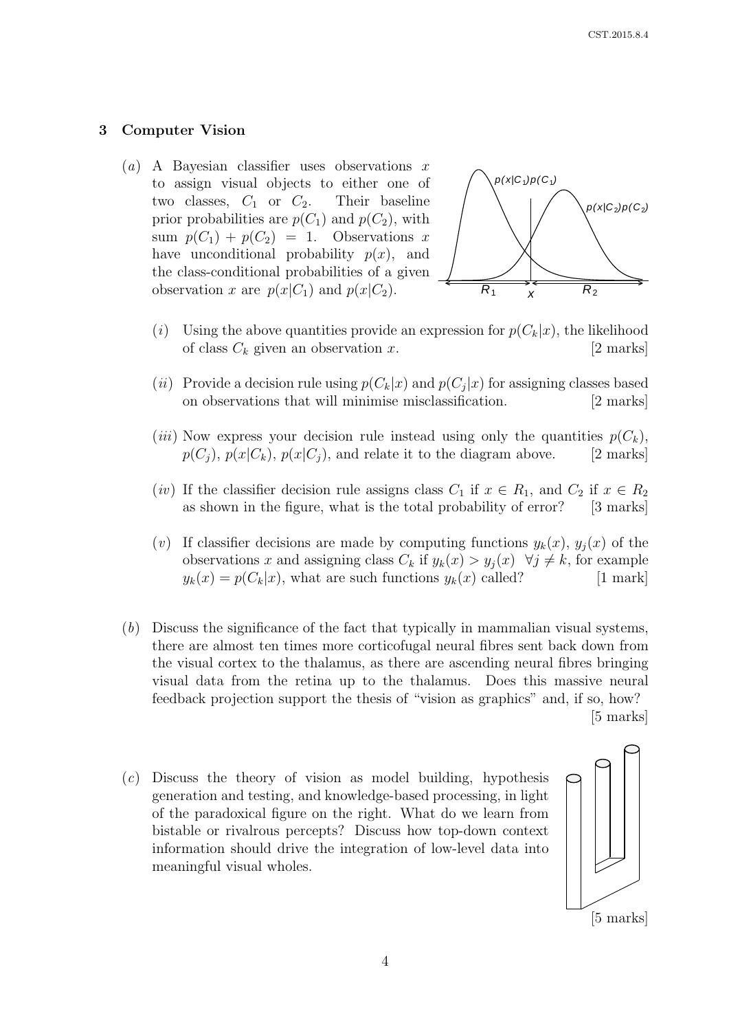## 3 Computer Vision

(*a*) A Bayesian classifier uses observations $x$ to assign visual objects to either one of two classes, $C_1$ or $C_2$. Their baseline prior probabilities are $p(C_1)$ and $p(C_2)$, with sum $p(C_1) + p(C_2) = 1$. Observations $x$ have unconditional probability $p(x)$, and the class-conditional probabilities of a given observation $x$ are $p(x|C_1)$ and $p(x|C_2)$.

(*i*) Using the above quantities provide an expression for $p(C_k|x)$, the likelihood of class $C_k$ given an observation $x$. [2 marks]

(*ii*) Provide a decision rule using $p(C_k|x)$ and $p(C_j|x)$ for assigning classes based on observations that will minimise misclassification. [2 marks]

(*iii*) Now express your decision rule instead using only the quantities $p(C_k)$, $p(C_j)$, $p(x|C_k)$, $p(x|C_j)$, and relate it to the diagram above. [2 marks]

(*iv*) If the classifier decision rule assigns class $C_1$ if $x \in R_1$, and $C_2$ if $x \in R_2$ as shown in the figure, what is the total probability of error? [3 marks]

(*v*) If classifier decisions are made by computing functions $y_k(x)$, $y_j(x)$ of the observations $x$ and assigning class $C_k$ if $y_k(x) > y_j(x) \quad \forall j \neq k$, for example $y_k(x) = p(C_k|x)$, what are such functions $y_k(x)$ called? [1 mark]

(*b*) Discuss the significance of the fact that typically in mammalian visual systems, there are almost ten times more corticofugal neural fibres sent back down from the visual cortex to the thalamus, as there are ascending neural fibres bringing visual data from the retina up to the thalamus. Does this massive neural feedback projection support the thesis of "vision as graphics" and, if so, how? [5 marks]

(*c*) Discuss the theory of vision as model building, hypothesis generation and testing, and knowledge-based processing, in light of the paradoxical figure on the right. What do we learn from bistable or rivalrous percepts? Discuss how top-down context information should drive the integration of low-level data into meaningful visual wholes. [5 marks]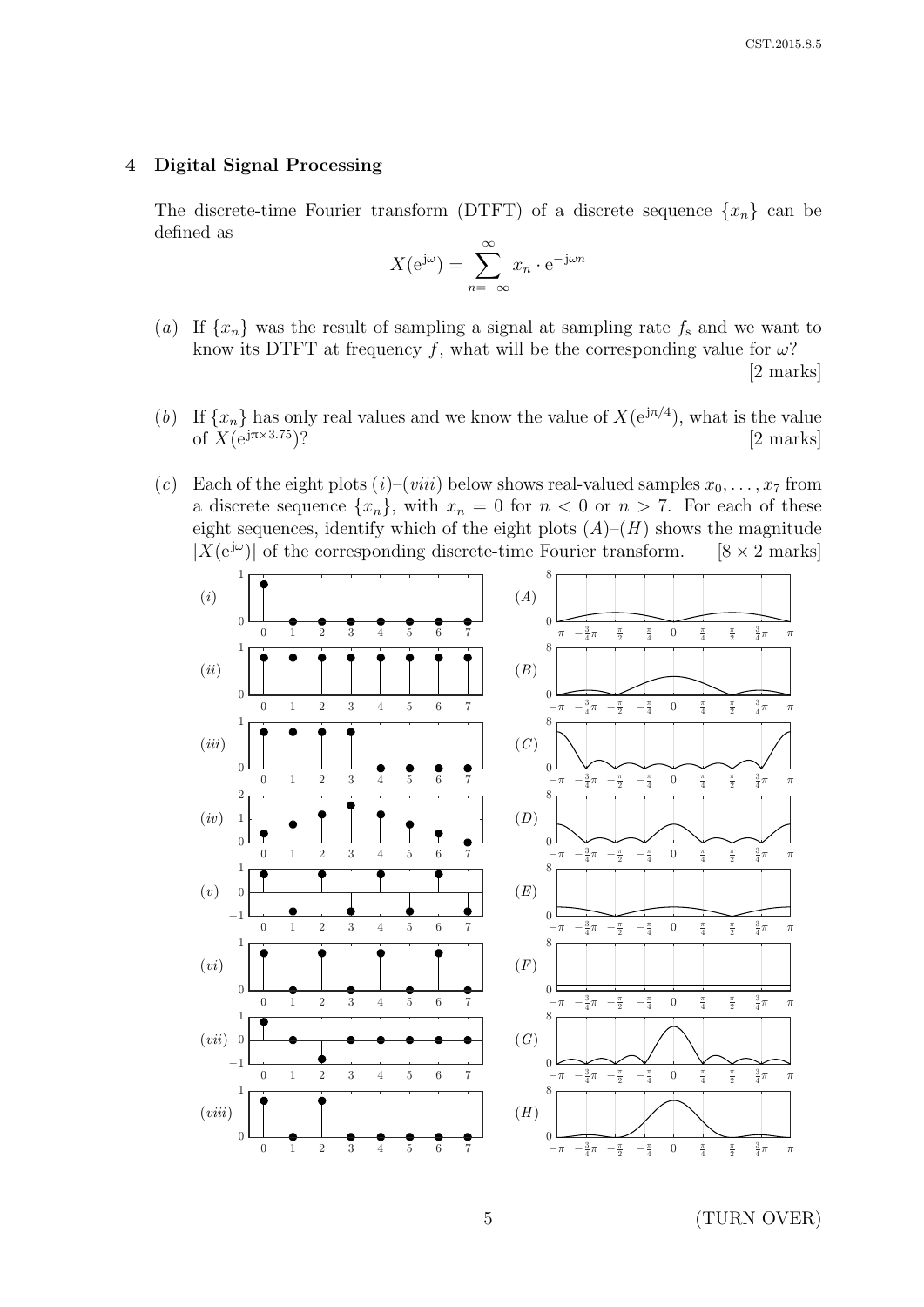## 4 Digital Signal Processing

The discrete-time Fourier transform (DTFT) of a discrete sequence $\{x_n\}$ can be defined as

$$X(e^{j\omega}) = \sum_{n=-\infty}^{\infty} x_n \cdot e^{-j\omega n}$$

(*a*) If $\{x_n\}$ was the result of sampling a signal at sampling rate $f_s$ and we want to know its DTFT at frequency $f$, what will be the corresponding value for $\omega$? [2 marks]

(*b*) If $\{x_n\}$ has only real values and we know the value of $X(e^{j\pi/4})$, what is the value of $X(e^{j\pi \times 3.75})$? [2 marks]

(*c*) Each of the eight plots (*i*)–(*viii*) below shows real-valued samples $x_0, \ldots, x_7$ from a discrete sequence $\{x_n\}$, with $x_n = 0$ for $n < 0$ or $n > 7$. For each of these eight sequences, identify which of the eight plots (*A*)–(*H*) shows the magnitude $|X(e^{j\omega})|$ of the corresponding discrete-time Fourier transform. [8 × 2 marks]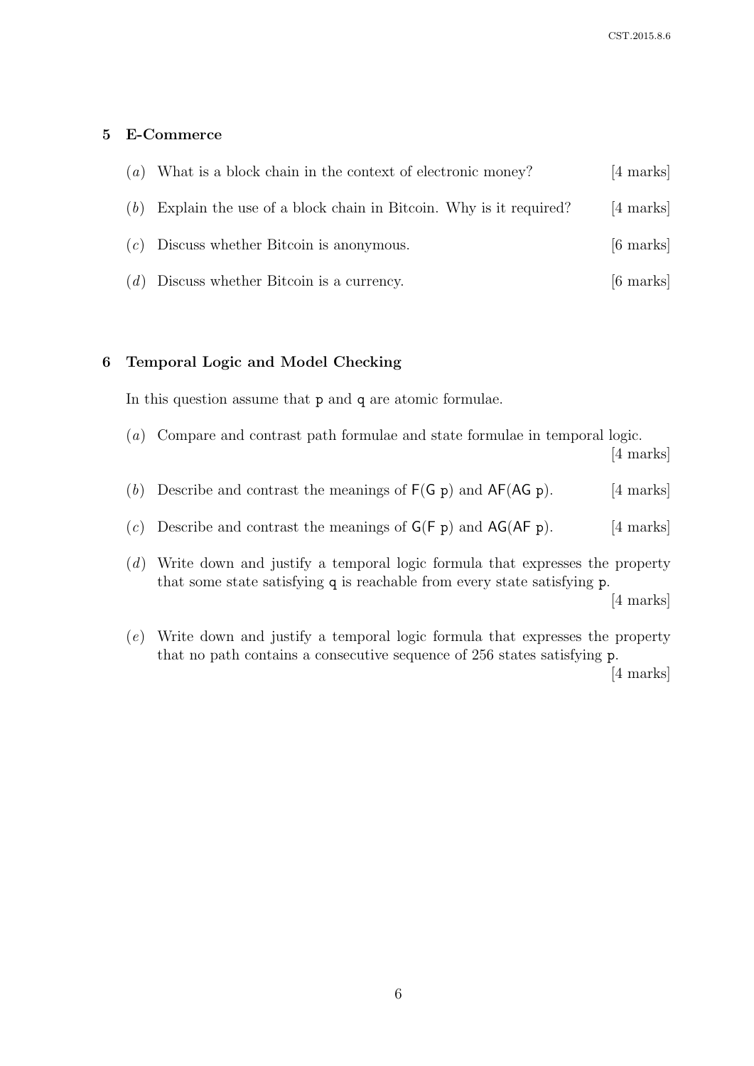## 5 E-Commerce

(*a*) What is a block chain in the context of electronic money? [4 marks]

(*b*) Explain the use of a block chain in Bitcoin. Why is it required? [4 marks]

(*c*) Discuss whether Bitcoin is anonymous. [6 marks]

(*d*) Discuss whether Bitcoin is a currency. [6 marks]

## 6 Temporal Logic and Model Checking

In this question assume that p and q are atomic formulae.

(*a*) Compare and contrast path formulae and state formulae in temporal logic. [4 marks]

(*b*) Describe and contrast the meanings of F(G p) and AF(AG p). [4 marks]

(*c*) Describe and contrast the meanings of G(F p) and AG(AF p). [4 marks]

(*d*) Write down and justify a temporal logic formula that expresses the property that some state satisfying q is reachable from every state satisfying p. [4 marks]

(*e*) Write down and justify a temporal logic formula that expresses the property that no path contains a consecutive sequence of 256 states satisfying p. [4 marks]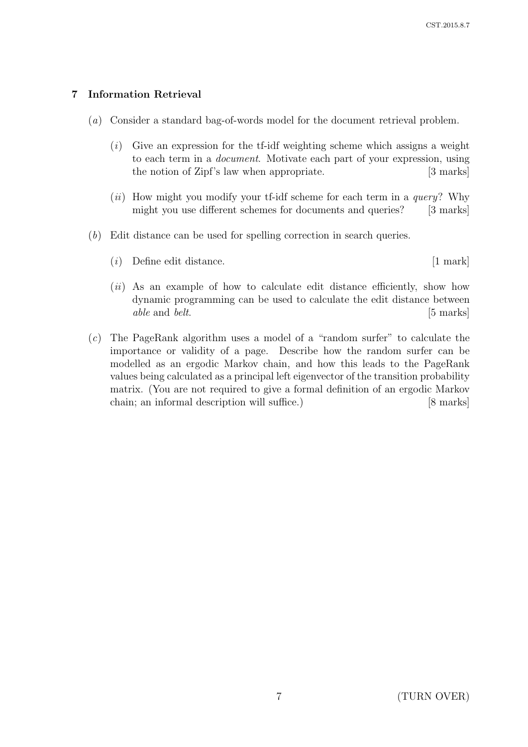## 7 Information Retrieval

(*a*) Consider a standard bag-of-words model for the document retrieval problem.

(*i*) Give an expression for the tf-idf weighting scheme which assigns a weight to each term in a *document*. Motivate each part of your expression, using the notion of Zipf's law when appropriate. [3 marks]

(*ii*) How might you modify your tf-idf scheme for each term in a *query*? Why might you use different schemes for documents and queries? [3 marks]

(*b*) Edit distance can be used for spelling correction in search queries.

(*i*) Define edit distance. [1 mark]

(*ii*) As an example of how to calculate edit distance efficiently, show how dynamic programming can be used to calculate the edit distance between *able* and *belt*. [5 marks]

(*c*) The PageRank algorithm uses a model of a "random surfer" to calculate the importance or validity of a page. Describe how the random surfer can be modelled as an ergodic Markov chain, and how this leads to the PageRank values being calculated as a principal left eigenvector of the transition probability matrix. (You are not required to give a formal definition of an ergodic Markov chain; an informal description will suffice.) [8 marks]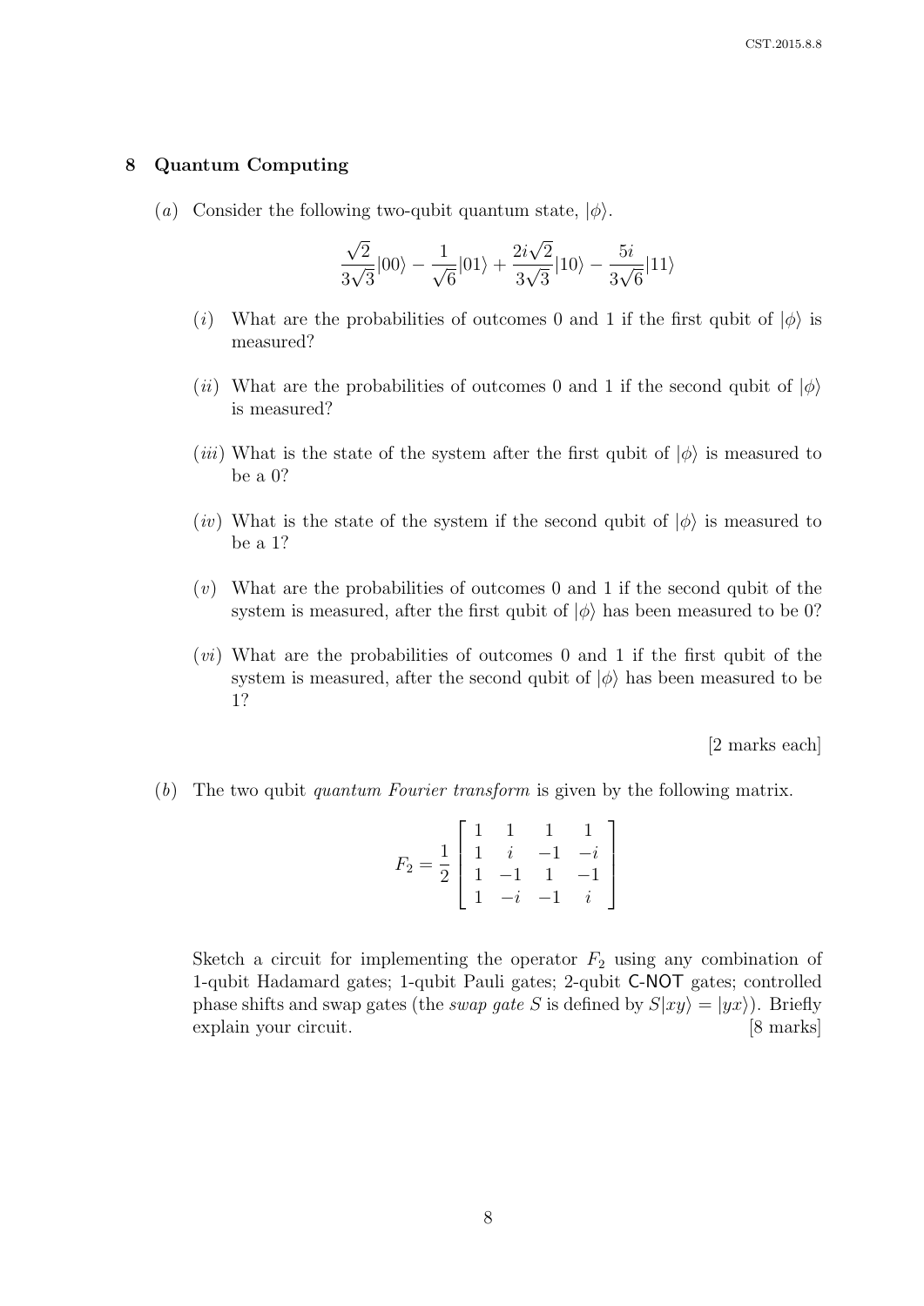## 8 Quantum Computing

(*a*) Consider the following two-qubit quantum state, $|\phi\rangle$.

$$\frac{\sqrt{2}}{3\sqrt{3}}|00\rangle - \frac{1}{\sqrt{6}}|01\rangle + \frac{2i\sqrt{2}}{3\sqrt{3}}|10\rangle - \frac{5i}{3\sqrt{6}}|11\rangle$$

(*i*) What are the probabilities of outcomes 0 and 1 if the first qubit of $|\phi\rangle$ is measured?

(*ii*) What are the probabilities of outcomes 0 and 1 if the second qubit of $|\phi\rangle$ is measured?

(*iii*) What is the state of the system after the first qubit of $|\phi\rangle$ is measured to be a 0?

(*iv*) What is the state of the system if the second qubit of $|\phi\rangle$ is measured to be a 1?

(*v*) What are the probabilities of outcomes 0 and 1 if the second qubit of the system is measured, after the first qubit of $|\phi\rangle$ has been measured to be 0?

(*vi*) What are the probabilities of outcomes 0 and 1 if the first qubit of the system is measured, after the second qubit of $|\phi\rangle$ has been measured to be 1?

[2 marks each]

(*b*) The two qubit *quantum Fourier transform* is given by the following matrix.

$$F_2 = \frac{1}{2}\begin{bmatrix} 1 & 1 & 1 & 1 \\ 1 & i & -1 & -i \\ 1 & -1 & 1 & -1 \\ 1 & -i & -1 & i \end{bmatrix}$$

Sketch a circuit for implementing the operator $F_2$ using any combination of 1-qubit Hadamard gates; 1-qubit Pauli gates; 2-qubit C-NOT gates; controlled phase shifts and swap gates (the *swap gate* $S$ is defined by $S|xy\rangle = |yx\rangle$). Briefly explain your circuit. [8 marks]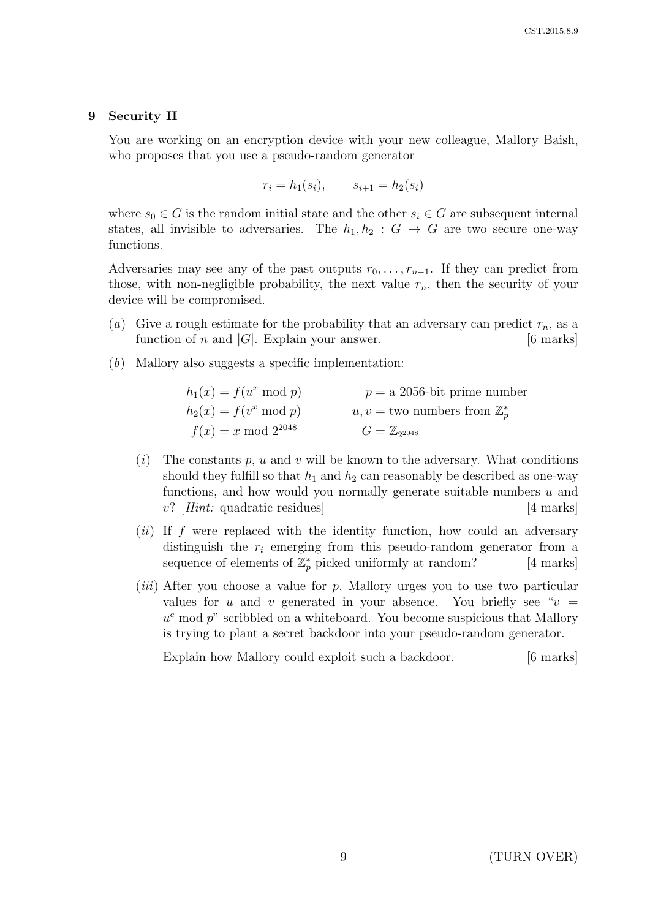## 9 Security II

You are working on an encryption device with your new colleague, Mallory Baish, who proposes that you use a pseudo-random generator

$$r_i = h_1(s_i), \qquad s_{i+1} = h_2(s_i)$$

where $s_0 \in G$ is the random initial state and the other $s_i \in G$ are subsequent internal states, all invisible to adversaries. The $h_1, h_2 : G \to G$ are two secure one-way functions.

Adversaries may see any of the past outputs $r_0, \ldots, r_{n-1}$. If they can predict from those, with non-negligible probability, the next value $r_n$, then the security of your device will be compromised.

(*a*) Give a rough estimate for the probability that an adversary can predict $r_n$, as a function of $n$ and $|G|$. Explain your answer. [6 marks]

(*b*) Mallory also suggests a specific implementation:

$$\begin{aligned} h_1(x) &= f(u^x \bmod p) & p &= \text{a 2056-bit prime number} \\ h_2(x) &= f(v^x \bmod p) & u, v &= \text{two numbers from } \mathbb{Z}_p^* \\ f(x) &= x \bmod 2^{2048} & G &= \mathbb{Z}_{2^{2048}} \end{aligned}$$

(*i*) The constants $p$, $u$ and $v$ will be known to the adversary. What conditions should they fulfill so that $h_1$ and $h_2$ can reasonably be described as one-way functions, and how would you normally generate suitable numbers $u$ and $v$? [*Hint:* quadratic residues] [4 marks]

(*ii*) If $f$ were replaced with the identity function, how could an adversary distinguish the $r_i$ emerging from this pseudo-random generator from a sequence of elements of $\mathbb{Z}_p^*$ picked uniformly at random? [4 marks]

(*iii*) After you choose a value for $p$, Mallory urges you to use two particular values for $u$ and $v$ generated in your absence. You briefly see "$v = u^e \bmod p$" scribbled on a whiteboard. You become suspicious that Mallory is trying to plant a secret backdoor into your pseudo-random generator.

Explain how Mallory could exploit such a backdoor. [6 marks]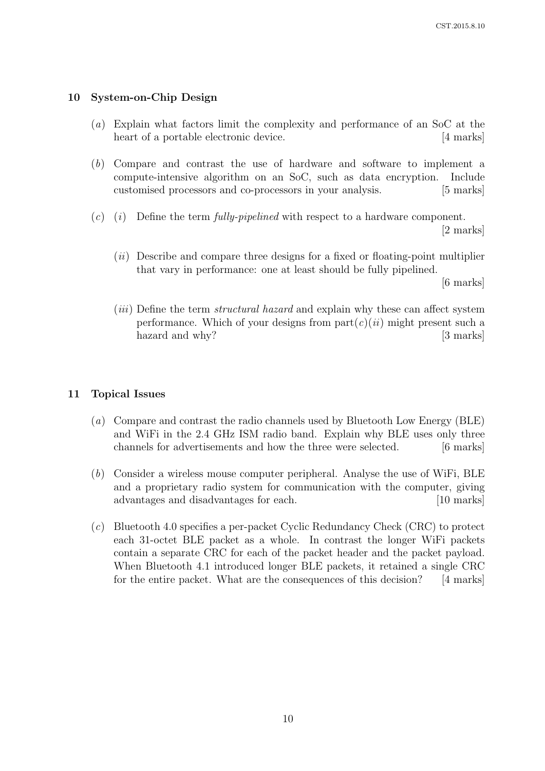## 10 System-on-Chip Design

(*a*) Explain what factors limit the complexity and performance of an SoC at the heart of a portable electronic device. [4 marks]

(*b*) Compare and contrast the use of hardware and software to implement a compute-intensive algorithm on an SoC, such as data encryption. Include customised processors and co-processors in your analysis. [5 marks]

(*c*) (*i*) Define the term *fully-pipelined* with respect to a hardware component. [2 marks]

(*ii*) Describe and compare three designs for a fixed or floating-point multiplier that vary in performance: one at least should be fully pipelined. [6 marks]

(*iii*) Define the term *structural hazard* and explain why these can affect system performance. Which of your designs from part(*c*)(*ii*) might present such a hazard and why? [3 marks]

## 11 Topical Issues

(*a*) Compare and contrast the radio channels used by Bluetooth Low Energy (BLE) and WiFi in the 2.4 GHz ISM radio band. Explain why BLE uses only three channels for advertisements and how the three were selected. [6 marks]

(*b*) Consider a wireless mouse computer peripheral. Analyse the use of WiFi, BLE and a proprietary radio system for communication with the computer, giving advantages and disadvantages for each. [10 marks]

(*c*) Bluetooth 4.0 specifies a per-packet Cyclic Redundancy Check (CRC) to protect each 31-octet BLE packet as a whole. In contrast the longer WiFi packets contain a separate CRC for each of the packet header and the packet payload. When Bluetooth 4.1 introduced longer BLE packets, it retained a single CRC for the entire packet. What are the consequences of this decision? [4 marks]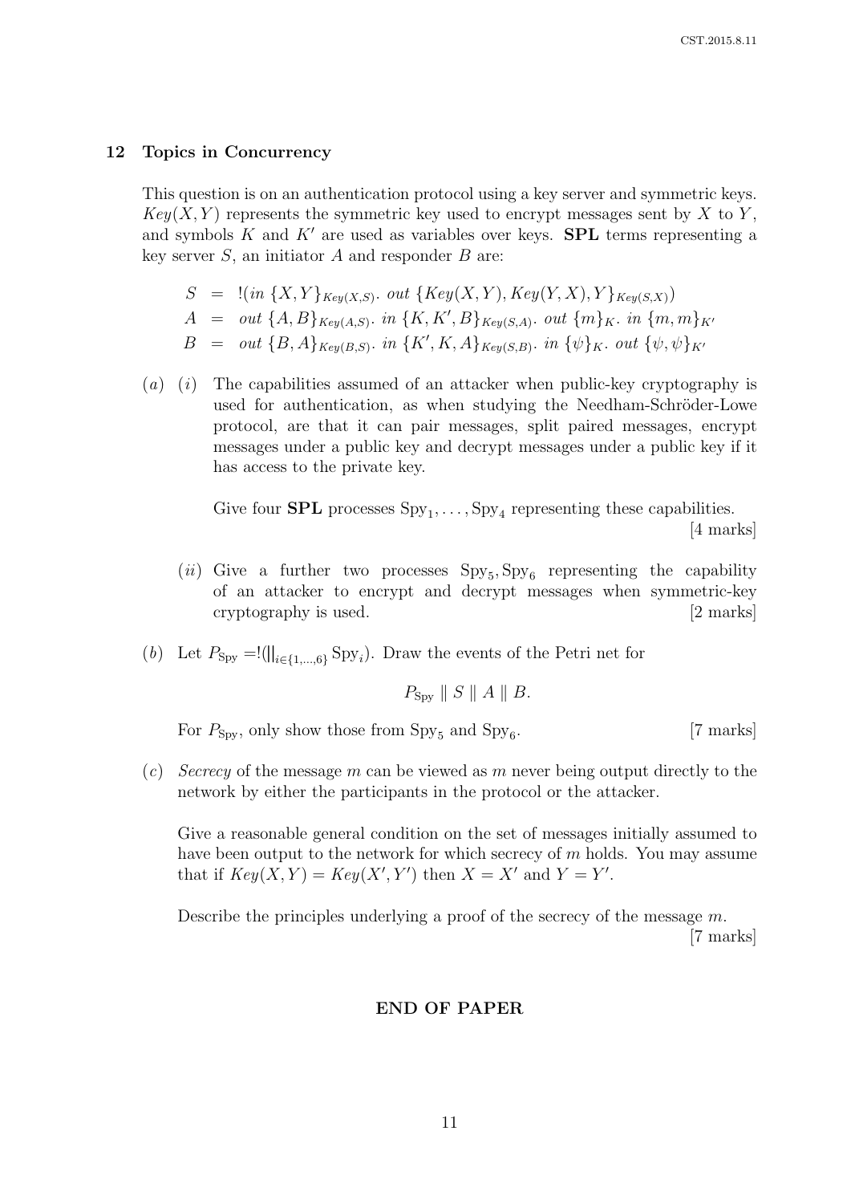## 12 Topics in Concurrency

This question is on an authentication protocol using a key server and symmetric keys. $Key(X, Y)$ represents the symmetric key used to encrypt messages sent by $X$ to $Y$, and symbols $K$ and $K'$ are used as variables over keys. **SPL** terms representing a key server $S$, an initiator $A$ and responder $B$ are:

$$
\begin{aligned}
S &= !(in\ \{X, Y\}_{Key(X,S)}.\ out\ \{Key(X, Y), Key(Y, X), Y\}_{Key(S,X)}) \\
A &= out\ \{A, B\}_{Key(A,S)}.\ in\ \{K, K', B\}_{Key(S,A)}.\ out\ \{m\}_K.\ in\ \{m, m\}_{K'} \\
B &= out\ \{B, A\}_{Key(B,S)}.\ in\ \{K', K, A\}_{Key(S,B)}.\ in\ \{\psi\}_K.\ out\ \{\psi, \psi\}_{K'}
\end{aligned}
$$

(*a*) (*i*) The capabilities assumed of an attacker when public-key cryptography is used for authentication, as when studying the Needham-Schröder-Lowe protocol, are that it can pair messages, split paired messages, encrypt messages under a public key and decrypt messages under a public key if it has access to the private key.

Give four **SPL** processes $\text{Spy}_1, \ldots, \text{Spy}_4$ representing these capabilities. [4 marks]

(*ii*) Give a further two processes $\text{Spy}_5, \text{Spy}_6$ representing the capability of an attacker to encrypt and decrypt messages when symmetric-key cryptography is used. [2 marks]

(*b*) Let $P_{\text{Spy}} = !(\|_{i \in \{1,\ldots,6\}} \text{Spy}_i)$. Draw the events of the Petri net for

$$P_{\text{Spy}} \parallel S \parallel A \parallel B.$$

For $P_{\text{Spy}}$, only show those from $\text{Spy}_5$ and $\text{Spy}_6$. [7 marks]

(*c*) *Secrecy* of the message $m$ can be viewed as $m$ never being output directly to the network by either the participants in the protocol or the attacker.

Give a reasonable general condition on the set of messages initially assumed to have been output to the network for which secrecy of $m$ holds. You may assume that if $Key(X, Y) = Key(X', Y')$ then $X = X'$ and $Y = Y'$.

Describe the principles underlying a proof of the secrecy of the message $m$. [7 marks]

**END OF PAPER**